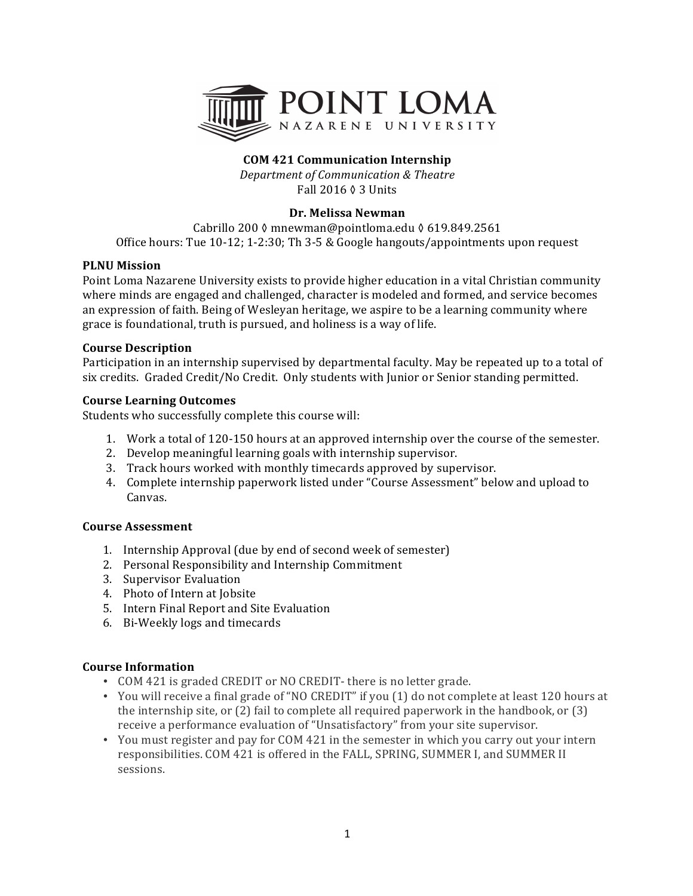# POINT LOMA NAZARENE UNIVERSITY

**COM 421 Communication Internship**

*Department of Communication & Theatre*

Fall 2016 ◊ 3 Units

**Dr. Melissa Newman**

Cabrillo 200 ◊ mnewman@pointloma.edu ◊ 619.849.2561

Office hours: Tue 10-12; 1-2:30; Th 3-5 & Google hangouts/appointments upon request

**PLNU Mission**

Point Loma Nazarene University exists to provide higher education in a vital Christian community where minds are engaged and challenged, character is modeled and formed, and service becomes an expression of faith. Being of Wesleyan heritage, we aspire to be a learning community where grace is foundational, truth is pursued, and holiness is a way of life.

**Course Description**

Participation in an internship supervised by departmental faculty. May be repeated up to a total of six credits. Graded Credit/No Credit. Only students with Junior or Senior standing permitted.

**Course Learning Outcomes**

Students who successfully complete this course will:

1. Work a total of 120-150 hours at an approved internship over the course of the semester.
2. Develop meaningful learning goals with internship supervisor.
3. Track hours worked with monthly timecards approved by supervisor.
4. Complete internship paperwork listed under "Course Assessment" below and upload to Canvas.

**Course Assessment**

1. Internship Approval (due by end of second week of semester)
2. Personal Responsibility and Internship Commitment
3. Supervisor Evaluation
4. Photo of Intern at Jobsite
5. Intern Final Report and Site Evaluation
6. Bi-Weekly logs and timecards

**Course Information**

- COM 421 is graded CREDIT or NO CREDIT- there is no letter grade.
- You will receive a final grade of "NO CREDIT" if you (1) do not complete at least 120 hours at the internship site, or (2) fail to complete all required paperwork in the handbook, or (3) receive a performance evaluation of "Unsatisfactory" from your site supervisor.
- You must register and pay for COM 421 in the semester in which you carry out your intern responsibilities. COM 421 is offered in the FALL, SPRING, SUMMER I, and SUMMER II sessions.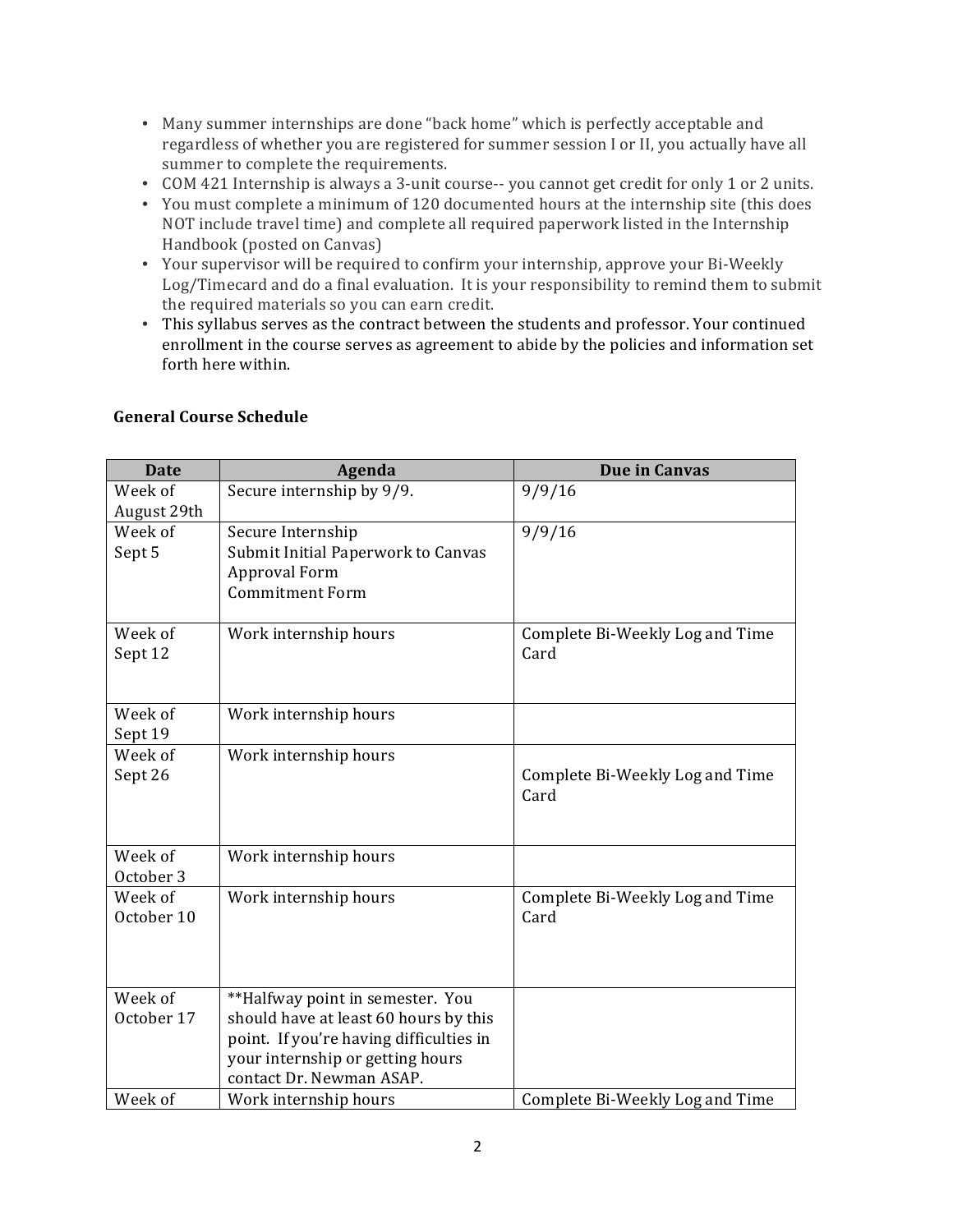- Many summer internships are done "back home" which is perfectly acceptable and regardless of whether you are registered for summer session I or II, you actually have all summer to complete the requirements.
- COM 421 Internship is always a 3-unit course-- you cannot get credit for only 1 or 2 units.
- You must complete a minimum of 120 documented hours at the internship site (this does NOT include travel time) and complete all required paperwork listed in the Internship Handbook (posted on Canvas)
- Your supervisor will be required to confirm your internship, approve your Bi-Weekly Log/Timecard and do a final evaluation. It is your responsibility to remind them to submit the required materials so you can earn credit.
- This syllabus serves as the contract between the students and professor. Your continued enrollment in the course serves as agreement to abide by the policies and information set forth here within.

### General Course Schedule

| Date | Agenda | Due in Canvas |
|---|---|---|
| Week of August 29th | Secure internship by 9/9. | 9/9/16 |
| Week of Sept 5 | Secure Internship<br>Submit Initial Paperwork to Canvas<br>Approval Form<br>Commitment Form | 9/9/16 |
| Week of Sept 12 | Work internship hours | Complete Bi-Weekly Log and Time Card |
| Week of Sept 19 | Work internship hours | |
| Week of Sept 26 | Work internship hours | Complete Bi-Weekly Log and Time Card |
| Week of October 3 | Work internship hours | |
| Week of October 10 | Work internship hours | Complete Bi-Weekly Log and Time Card |
| Week of October 17 | **Halfway point in semester. You should have at least 60 hours by this point. If you're having difficulties in your internship or getting hours contact Dr. Newman ASAP. | |
| Week of | Work internship hours | Complete Bi-Weekly Log and Time |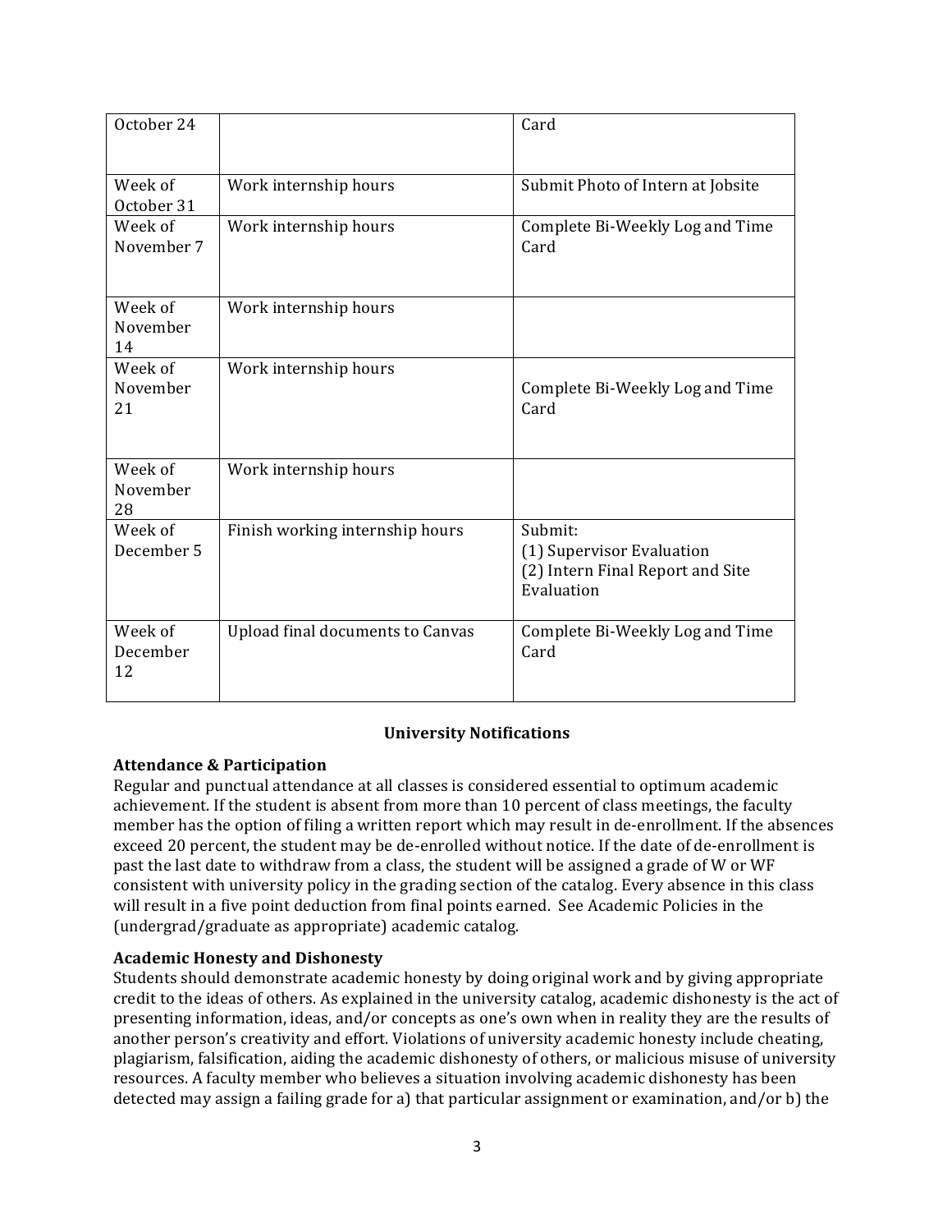| | | |
|---|---|---|
| October 24 | | Card |
| Week of October 31 | Work internship hours | Submit Photo of Intern at Jobsite |
| Week of November 7 | Work internship hours | Complete Bi-Weekly Log and Time Card |
| Week of November 14 | Work internship hours | |
| Week of November 21 | Work internship hours | Complete Bi-Weekly Log and Time Card |
| Week of November 28 | Work internship hours | |
| Week of December 5 | Finish working internship hours | Submit:<br>(1) Supervisor Evaluation<br>(2) Intern Final Report and Site Evaluation |
| Week of December 12 | Upload final documents to Canvas | Complete Bi-Weekly Log and Time Card |

## University Notifications

**Attendance & Participation**

Regular and punctual attendance at all classes is considered essential to optimum academic achievement. If the student is absent from more than 10 percent of class meetings, the faculty member has the option of filing a written report which may result in de-enrollment. If the absences exceed 20 percent, the student may be de-enrolled without notice. If the date of de-enrollment is past the last date to withdraw from a class, the student will be assigned a grade of W or WF consistent with university policy in the grading section of the catalog. Every absence in this class will result in a five point deduction from final points earned. See Academic Policies in the (undergrad/graduate as appropriate) academic catalog.

**Academic Honesty and Dishonesty**

Students should demonstrate academic honesty by doing original work and by giving appropriate credit to the ideas of others. As explained in the university catalog, academic dishonesty is the act of presenting information, ideas, and/or concepts as one's own when in reality they are the results of another person's creativity and effort. Violations of university academic honesty include cheating, plagiarism, falsification, aiding the academic dishonesty of others, or malicious misuse of university resources. A faculty member who believes a situation involving academic dishonesty has been detected may assign a failing grade for a) that particular assignment or examination, and/or b) the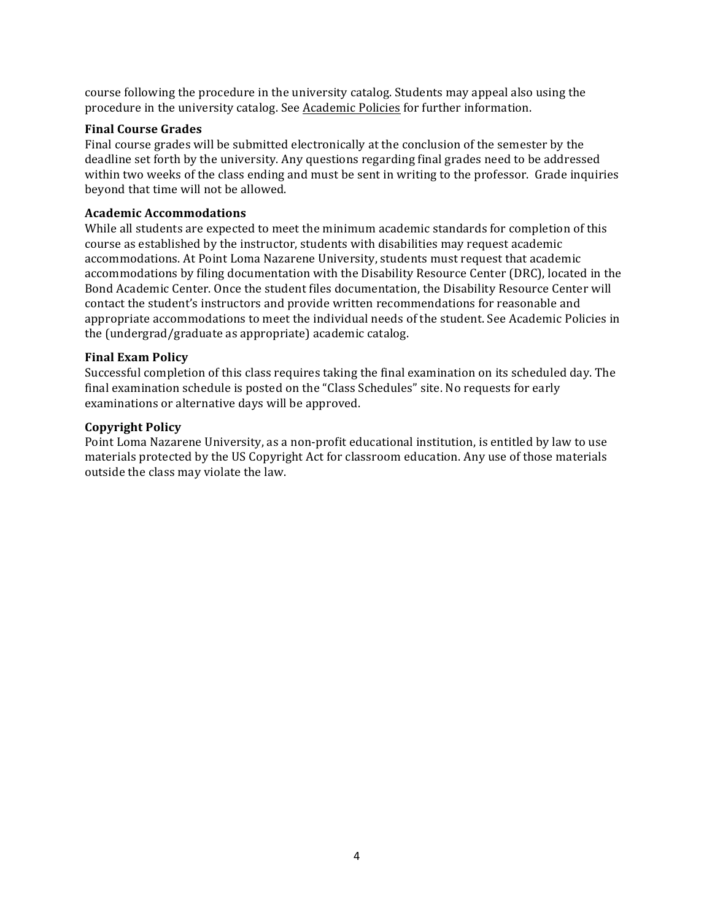course following the procedure in the university catalog. Students may appeal also using the procedure in the university catalog. See Academic Policies for further information.

**Final Course Grades**

Final course grades will be submitted electronically at the conclusion of the semester by the deadline set forth by the university. Any questions regarding final grades need to be addressed within two weeks of the class ending and must be sent in writing to the professor. Grade inquiries beyond that time will not be allowed.

**Academic Accommodations**

While all students are expected to meet the minimum academic standards for completion of this course as established by the instructor, students with disabilities may request academic accommodations. At Point Loma Nazarene University, students must request that academic accommodations by filing documentation with the Disability Resource Center (DRC), located in the Bond Academic Center. Once the student files documentation, the Disability Resource Center will contact the student's instructors and provide written recommendations for reasonable and appropriate accommodations to meet the individual needs of the student. See Academic Policies in the (undergrad/graduate as appropriate) academic catalog.

**Final Exam Policy**

Successful completion of this class requires taking the final examination on its scheduled day. The final examination schedule is posted on the "Class Schedules" site. No requests for early examinations or alternative days will be approved.

**Copyright Policy**

Point Loma Nazarene University, as a non-profit educational institution, is entitled by law to use materials protected by the US Copyright Act for classroom education. Any use of those materials outside the class may violate the law.